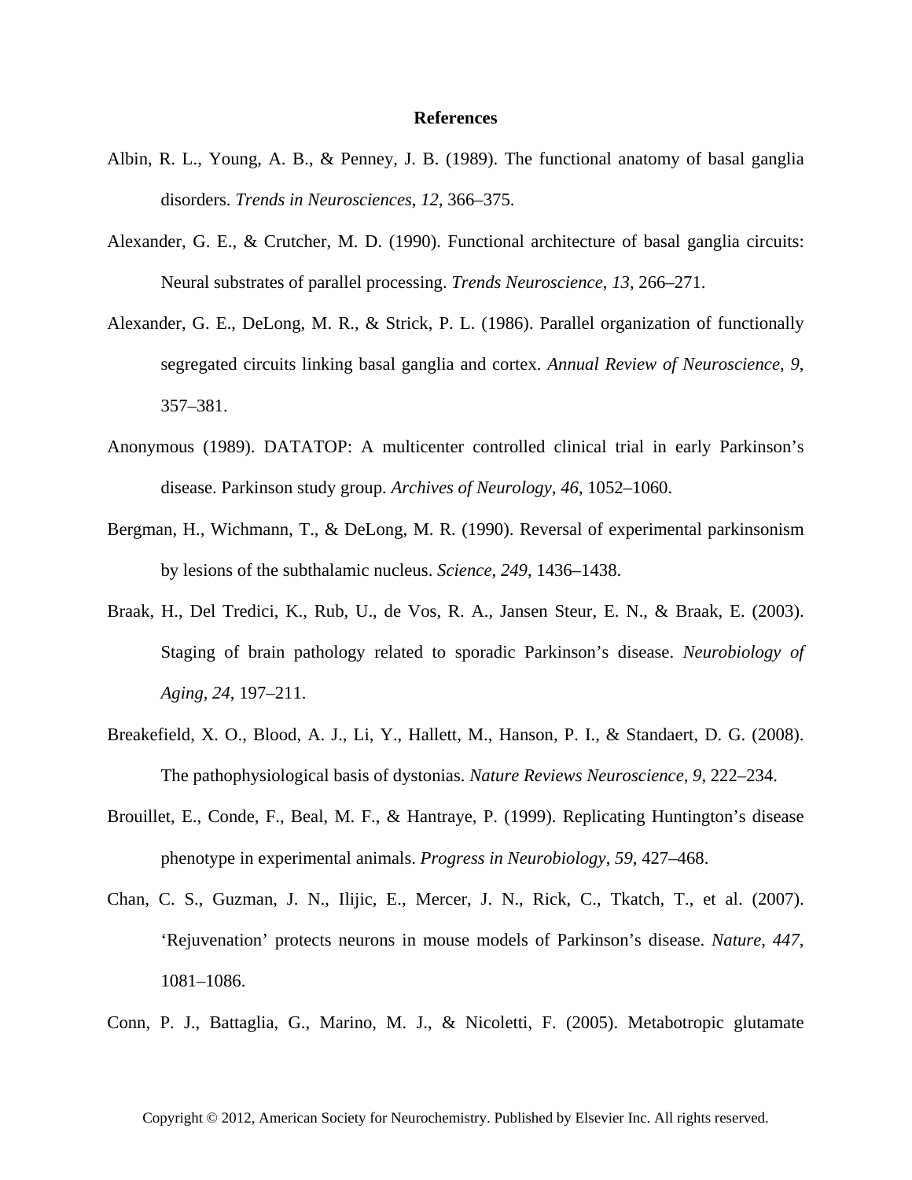# References

Albin, R. L., Young, A. B., & Penney, J. B. (1989). The functional anatomy of basal ganglia disorders. *Trends in Neurosciences*, *12*, 366–375.

Alexander, G. E., & Crutcher, M. D. (1990). Functional architecture of basal ganglia circuits: Neural substrates of parallel processing. *Trends Neuroscience*, *13*, 266–271.

Alexander, G. E., DeLong, M. R., & Strick, P. L. (1986). Parallel organization of functionally segregated circuits linking basal ganglia and cortex. *Annual Review of Neuroscience*, *9*, 357–381.

Anonymous (1989). DATATOP: A multicenter controlled clinical trial in early Parkinson's disease. Parkinson study group. *Archives of Neurology*, *46*, 1052–1060.

Bergman, H., Wichmann, T., & DeLong, M. R. (1990). Reversal of experimental parkinsonism by lesions of the subthalamic nucleus. *Science*, *249*, 1436–1438.

Braak, H., Del Tredici, K., Rub, U., de Vos, R. A., Jansen Steur, E. N., & Braak, E. (2003). Staging of brain pathology related to sporadic Parkinson's disease. *Neurobiology of Aging*, *24*, 197–211.

Breakefield, X. O., Blood, A. J., Li, Y., Hallett, M., Hanson, P. I., & Standaert, D. G. (2008). The pathophysiological basis of dystonias. *Nature Reviews Neuroscience*, *9*, 222–234.

Brouillet, E., Conde, F., Beal, M. F., & Hantraye, P. (1999). Replicating Huntington's disease phenotype in experimental animals. *Progress in Neurobiology*, *59*, 427–468.

Chan, C. S., Guzman, J. N., Ilijic, E., Mercer, J. N., Rick, C., Tkatch, T., et al. (2007). 'Rejuvenation' protects neurons in mouse models of Parkinson's disease. *Nature*, *447*, 1081–1086.

Conn, P. J., Battaglia, G., Marino, M. J., & Nicoletti, F. (2005). Metabotropic glutamate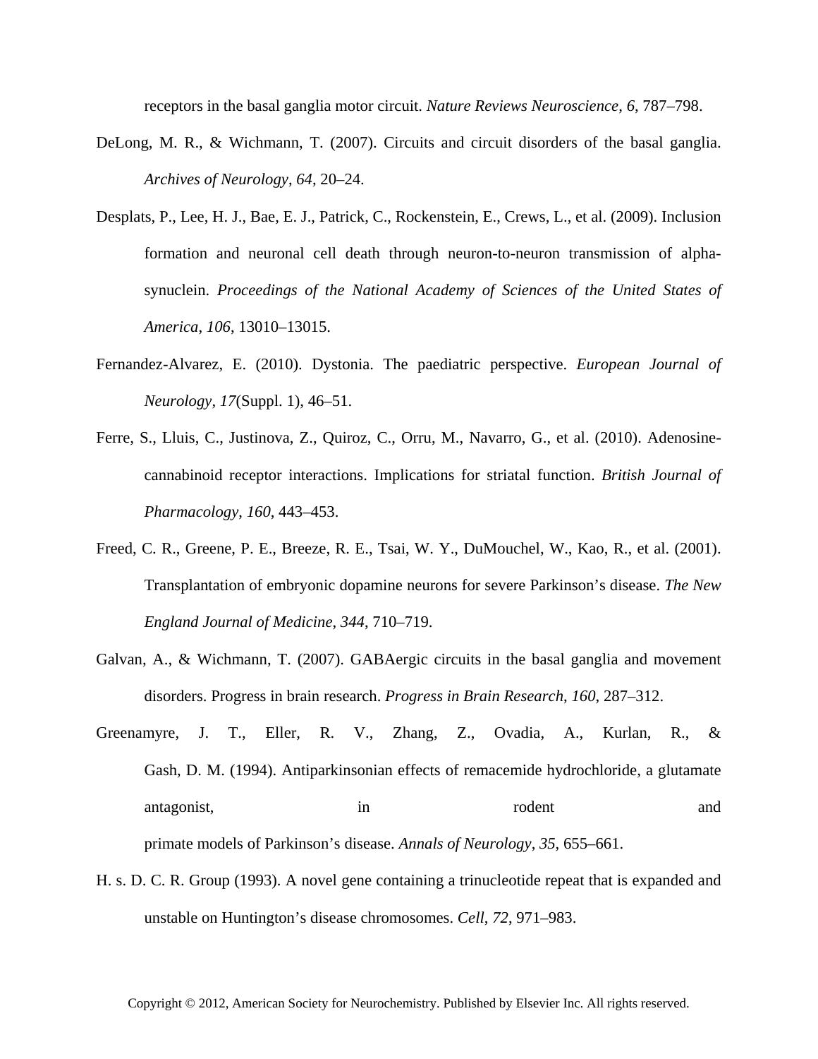receptors in the basal ganglia motor circuit. *Nature Reviews Neuroscience*, *6*, 787–798.

DeLong, M. R., & Wichmann, T. (2007). Circuits and circuit disorders of the basal ganglia. *Archives of Neurology*, *64*, 20–24.

Desplats, P., Lee, H. J., Bae, E. J., Patrick, C., Rockenstein, E., Crews, L., et al. (2009). Inclusion formation and neuronal cell death through neuron-to-neuron transmission of alpha-synuclein. *Proceedings of the National Academy of Sciences of the United States of America*, *106*, 13010–13015.

Fernandez-Alvarez, E. (2010). Dystonia. The paediatric perspective. *European Journal of Neurology*, *17*(Suppl. 1), 46–51.

Ferre, S., Lluis, C., Justinova, Z., Quiroz, C., Orru, M., Navarro, G., et al. (2010). Adenosine-cannabinoid receptor interactions. Implications for striatal function. *British Journal of Pharmacology*, *160*, 443–453.

Freed, C. R., Greene, P. E., Breeze, R. E., Tsai, W. Y., DuMouchel, W., Kao, R., et al. (2001). Transplantation of embryonic dopamine neurons for severe Parkinson's disease. *The New England Journal of Medicine*, *344*, 710–719.

Galvan, A., & Wichmann, T. (2007). GABAergic circuits in the basal ganglia and movement disorders. Progress in brain research. *Progress in Brain Research*, *160*, 287–312.

Greenamyre, J. T., Eller, R. V., Zhang, Z., Ovadia, A., Kurlan, R., & Gash, D. M. (1994). Antiparkinsonian effects of remacemide hydrochloride, a glutamate antagonist, in rodent and primate models of Parkinson's disease. *Annals of Neurology*, *35*, 655–661.

H. s. D. C. R. Group (1993). A novel gene containing a trinucleotide repeat that is expanded and unstable on Huntington's disease chromosomes. *Cell*, *72*, 971–983.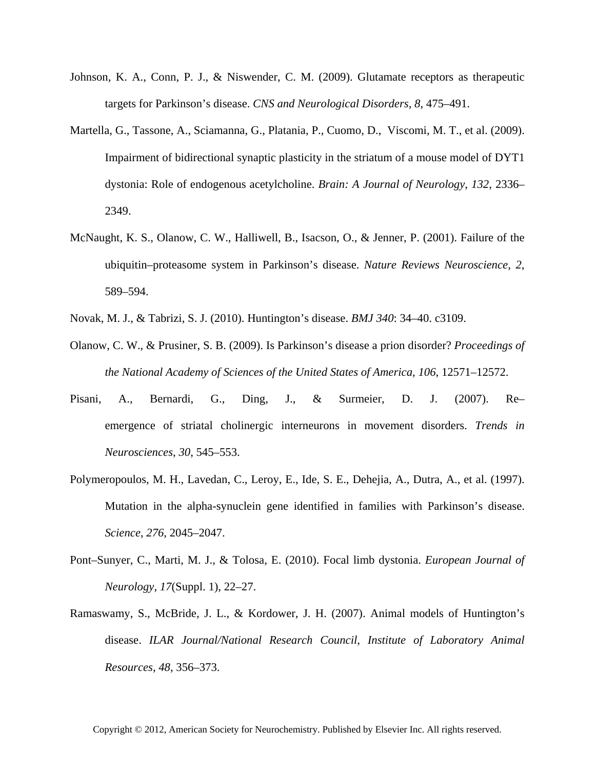Johnson, K. A., Conn, P. J., & Niswender, C. M. (2009). Glutamate receptors as therapeutic targets for Parkinson's disease. *CNS and Neurological Disorders*, *8*, 475–491.

Martella, G., Tassone, A., Sciamanna, G., Platania, P., Cuomo, D., Viscomi, M. T., et al. (2009). Impairment of bidirectional synaptic plasticity in the striatum of a mouse model of DYT1 dystonia: Role of endogenous acetylcholine. *Brain: A Journal of Neurology*, *132*, 2336–2349.

McNaught, K. S., Olanow, C. W., Halliwell, B., Isacson, O., & Jenner, P. (2001). Failure of the ubiquitin–proteasome system in Parkinson's disease. *Nature Reviews Neuroscience*, *2*, 589–594.

Novak, M. J., & Tabrizi, S. J. (2010). Huntington's disease. *BMJ 340*: 34–40. c3109.

Olanow, C. W., & Prusiner, S. B. (2009). Is Parkinson's disease a prion disorder? *Proceedings of the National Academy of Sciences of the United States of America*, *106*, 12571–12572.

Pisani, A., Bernardi, G., Ding, J., & Surmeier, D. J. (2007). Re–emergence of striatal cholinergic interneurons in movement disorders. *Trends in Neurosciences*, *30*, 545–553.

Polymeropoulos, M. H., Lavedan, C., Leroy, E., Ide, S. E., Dehejia, A., Dutra, A., et al. (1997). Mutation in the alpha-synuclein gene identified in families with Parkinson's disease. *Science*, *276*, 2045–2047.

Pont–Sunyer, C., Marti, M. J., & Tolosa, E. (2010). Focal limb dystonia. *European Journal of Neurology*, *17*(Suppl. 1), 22–27.

Ramaswamy, S., McBride, J. L., & Kordower, J. H. (2007). Animal models of Huntington's disease. *ILAR Journal/National Research Council, Institute of Laboratory Animal Resources*, *48*, 356–373.

Copyright © 2012, American Society for Neurochemistry. Published by Elsevier Inc. All rights reserved.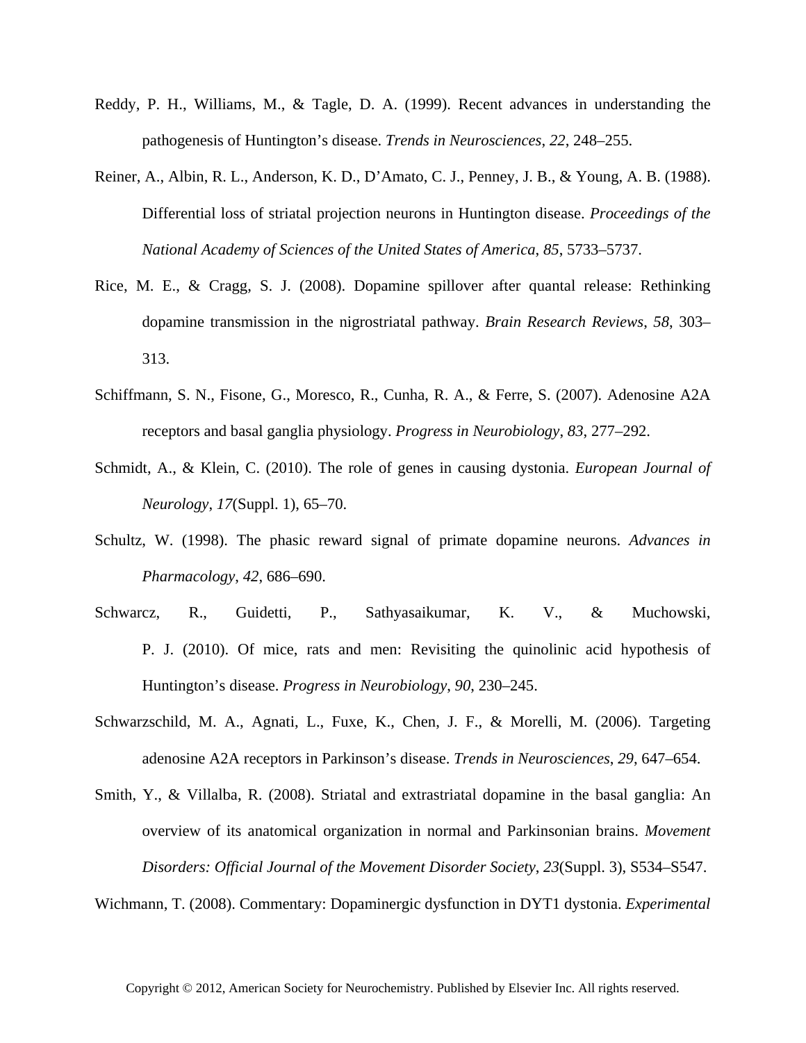Reddy, P. H., Williams, M., & Tagle, D. A. (1999). Recent advances in understanding the pathogenesis of Huntington's disease. *Trends in Neurosciences*, *22*, 248–255.

Reiner, A., Albin, R. L., Anderson, K. D., D'Amato, C. J., Penney, J. B., & Young, A. B. (1988). Differential loss of striatal projection neurons in Huntington disease. *Proceedings of the National Academy of Sciences of the United States of America*, *85*, 5733–5737.

Rice, M. E., & Cragg, S. J. (2008). Dopamine spillover after quantal release: Rethinking dopamine transmission in the nigrostriatal pathway. *Brain Research Reviews*, *58*, 303–313.

Schiffmann, S. N., Fisone, G., Moresco, R., Cunha, R. A., & Ferre, S. (2007). Adenosine A2A receptors and basal ganglia physiology. *Progress in Neurobiology*, *83*, 277–292.

Schmidt, A., & Klein, C. (2010). The role of genes in causing dystonia. *European Journal of Neurology*, *17*(Suppl. 1), 65–70.

Schultz, W. (1998). The phasic reward signal of primate dopamine neurons. *Advances in Pharmacology*, *42*, 686–690.

Schwarcz, R., Guidetti, P., Sathyasaikumar, K. V., & Muchowski, P. J. (2010). Of mice, rats and men: Revisiting the quinolinic acid hypothesis of Huntington's disease. *Progress in Neurobiology*, *90*, 230–245.

Schwarzschild, M. A., Agnati, L., Fuxe, K., Chen, J. F., & Morelli, M. (2006). Targeting adenosine A2A receptors in Parkinson's disease. *Trends in Neurosciences*, *29*, 647–654.

Smith, Y., & Villalba, R. (2008). Striatal and extrastriatal dopamine in the basal ganglia: An overview of its anatomical organization in normal and Parkinsonian brains. *Movement Disorders: Official Journal of the Movement Disorder Society*, *23*(Suppl. 3), S534–S547.

Wichmann, T. (2008). Commentary: Dopaminergic dysfunction in DYT1 dystonia. *Experimental*

Copyright © 2012, American Society for Neurochemistry. Published by Elsevier Inc. All rights reserved.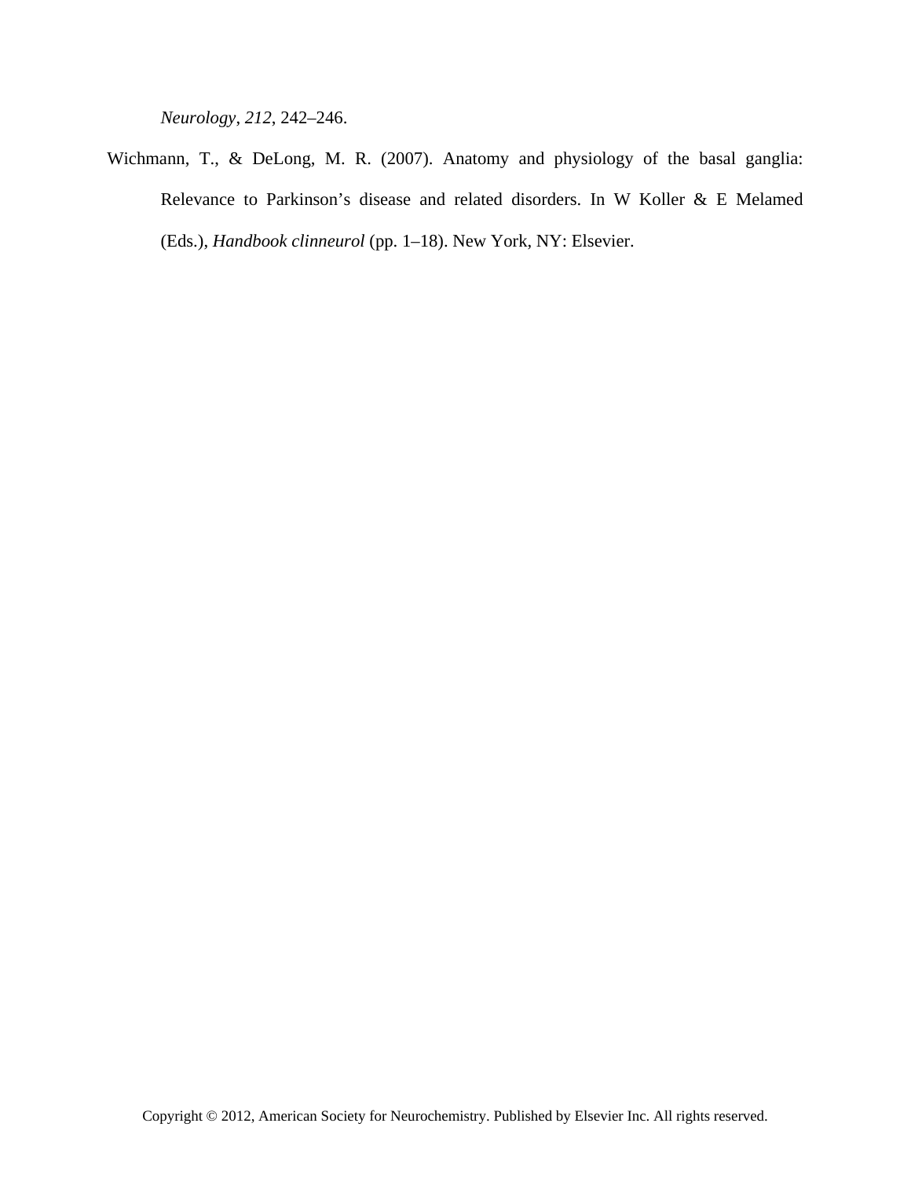*Neurology*, *212*, 242–246.

Wichmann, T., & DeLong, M. R. (2007). Anatomy and physiology of the basal ganglia: Relevance to Parkinson's disease and related disorders. In W Koller & E Melamed (Eds.), *Handbook clinneurol* (pp. 1–18). New York, NY: Elsevier.

Copyright © 2012, American Society for Neurochemistry. Published by Elsevier Inc. All rights reserved.